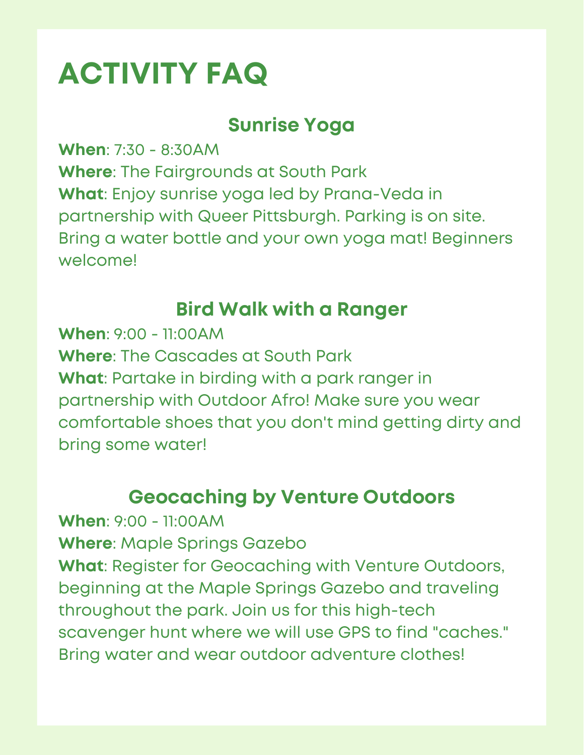# ACTIVITY FAQ

## Sunrise Yoga

**When**: 7:30 - 8:30AM
**Where**: The Fairgrounds at South Park
**What**: Enjoy sunrise yoga led by Prana-Veda in partnership with Queer Pittsburgh. Parking is on site. Bring a water bottle and your own yoga mat! Beginners welcome!

## Bird Walk with a Ranger

**When**: 9:00 - 11:00AM
**Where**: The Cascades at South Park
**What**: Partake in birding with a park ranger in partnership with Outdoor Afro! Make sure you wear comfortable shoes that you don't mind getting dirty and bring some water!

## Geocaching by Venture Outdoors

**When**: 9:00 - 11:00AM
**Where**: Maple Springs Gazebo
**What**: Register for Geocaching with Venture Outdoors, beginning at the Maple Springs Gazebo and traveling throughout the park. Join us for this high-tech scavenger hunt where we will use GPS to find "caches." Bring water and wear outdoor adventure clothes!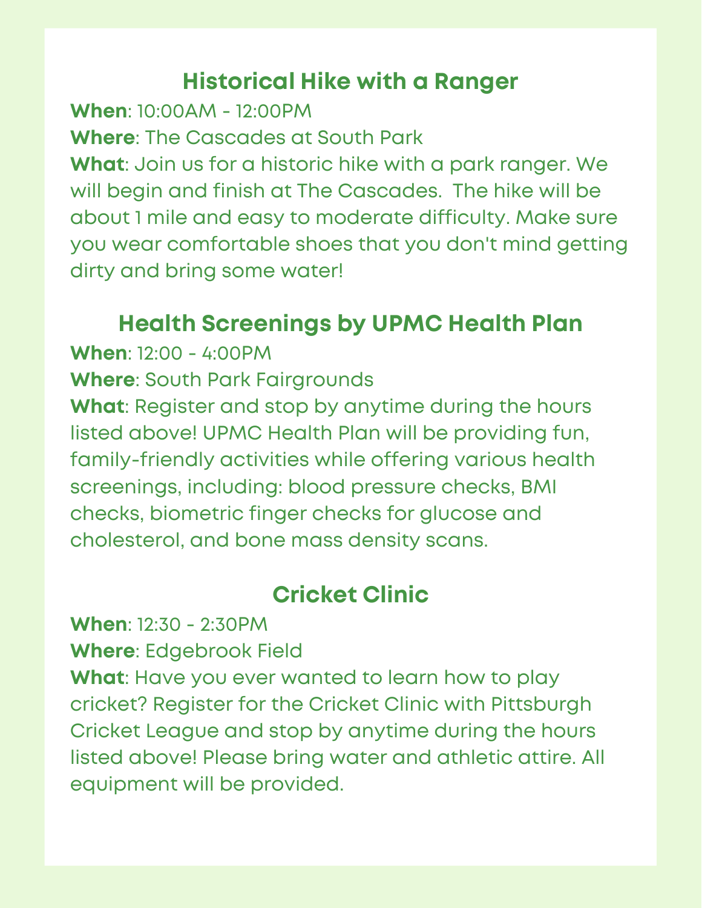## Historical Hike with a Ranger

**When**: 10:00AM - 12:00PM

**Where**: The Cascades at South Park

**What**: Join us for a historic hike with a park ranger. We will begin and finish at The Cascades. The hike will be about 1 mile and easy to moderate difficulty. Make sure you wear comfortable shoes that you don't mind getting dirty and bring some water!

## Health Screenings by UPMC Health Plan

**When**: 12:00 - 4:00PM

**Where**: South Park Fairgrounds

**What**: Register and stop by anytime during the hours listed above! UPMC Health Plan will be providing fun, family-friendly activities while offering various health screenings, including: blood pressure checks, BMI checks, biometric finger checks for glucose and cholesterol, and bone mass density scans.

## Cricket Clinic

**When**: 12:30 - 2:30PM

**Where**: Edgebrook Field

**What**: Have you ever wanted to learn how to play cricket? Register for the Cricket Clinic with Pittsburgh Cricket League and stop by anytime during the hours listed above! Please bring water and athletic attire. All equipment will be provided.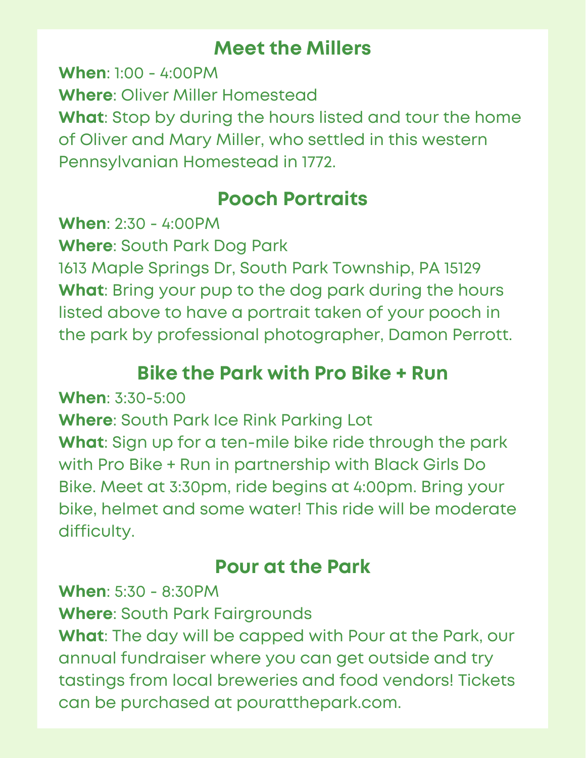## Meet the Millers

**When**: 1:00 - 4:00PM

**Where**: Oliver Miller Homestead

**What**: Stop by during the hours listed and tour the home of Oliver and Mary Miller, who settled in this western Pennsylvanian Homestead in 1772.

## Pooch Portraits

**When**: 2:30 - 4:00PM

**Where**: South Park Dog Park

1613 Maple Springs Dr, South Park Township, PA 15129

**What**: Bring your pup to the dog park during the hours listed above to have a portrait taken of your pooch in the park by professional photographer, Damon Perrott.

## Bike the Park with Pro Bike + Run

**When**: 3:30-5:00

**Where**: South Park Ice Rink Parking Lot

**What**: Sign up for a ten-mile bike ride through the park with Pro Bike + Run in partnership with Black Girls Do Bike. Meet at 3:30pm, ride begins at 4:00pm. Bring your bike, helmet and some water! This ride will be moderate difficulty.

## Pour at the Park

**When**: 5:30 - 8:30PM

**Where**: South Park Fairgrounds

**What**: The day will be capped with Pour at the Park, our annual fundraiser where you can get outside and try tastings from local breweries and food vendors! Tickets can be purchased at pouratthepark.com.